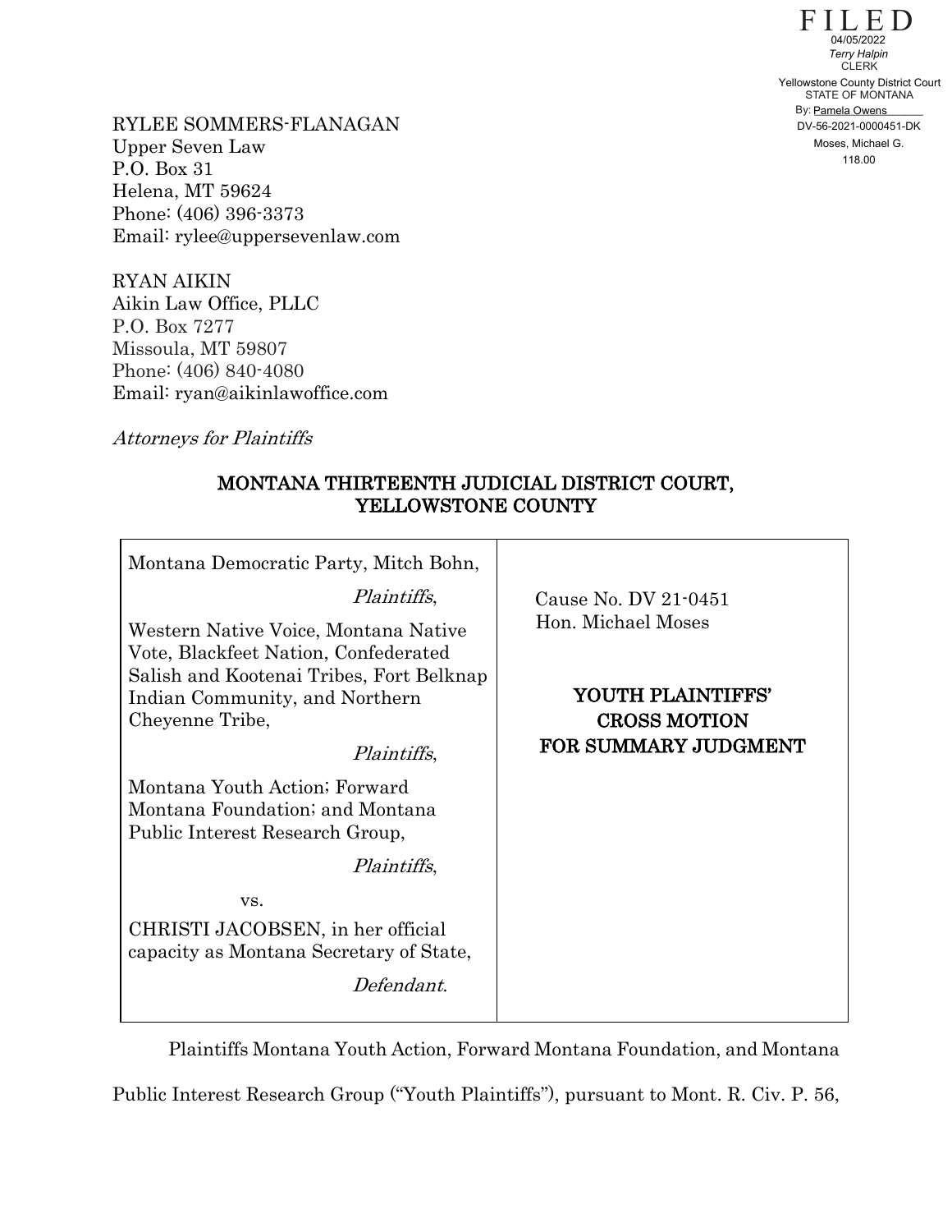FILED
04/05/2022
*Terry Halpin*
CLERK
Yellowstone County District Court
STATE OF MONTANA
By: Pamela Owens
DV-56-2021-0000451-DK
Moses, Michael G.
118.00

RYLEE SOMMERS-FLANAGAN
Upper Seven Law
P.O. Box 31
Helena, MT 59624
Phone: (406) 396-3373
Email: rylee@uppersevenlaw.com

RYAN AIKIN
Aikin Law Office, PLLC
P.O. Box 7277
Missoula, MT 59807
Phone: (406) 840-4080
Email: ryan@aikinlawoffice.com

*Attorneys for Plaintiffs*

## MONTANA THIRTEENTH JUDICIAL DISTRICT COURT, YELLOWSTONE COUNTY

| | |
|---|---|
| Montana Democratic Party, Mitch Bohn,<br>*Plaintiffs*,<br>Western Native Voice, Montana Native Vote, Blackfeet Nation, Confederated Salish and Kootenai Tribes, Fort Belknap Indian Community, and Northern Cheyenne Tribe,<br>*Plaintiffs*,<br>Montana Youth Action; Forward Montana Foundation; and Montana Public Interest Research Group,<br>*Plaintiffs*,<br>vs.<br>CHRISTI JACOBSEN, in her official capacity as Montana Secretary of State,<br>*Defendant*. | Cause No. DV 21-0451<br>Hon. Michael Moses<br><br>**YOUTH PLAINTIFFS' CROSS MOTION FOR SUMMARY JUDGMENT** |

Plaintiffs Montana Youth Action, Forward Montana Foundation, and Montana Public Interest Research Group ("Youth Plaintiffs"), pursuant to Mont. R. Civ. P. 56,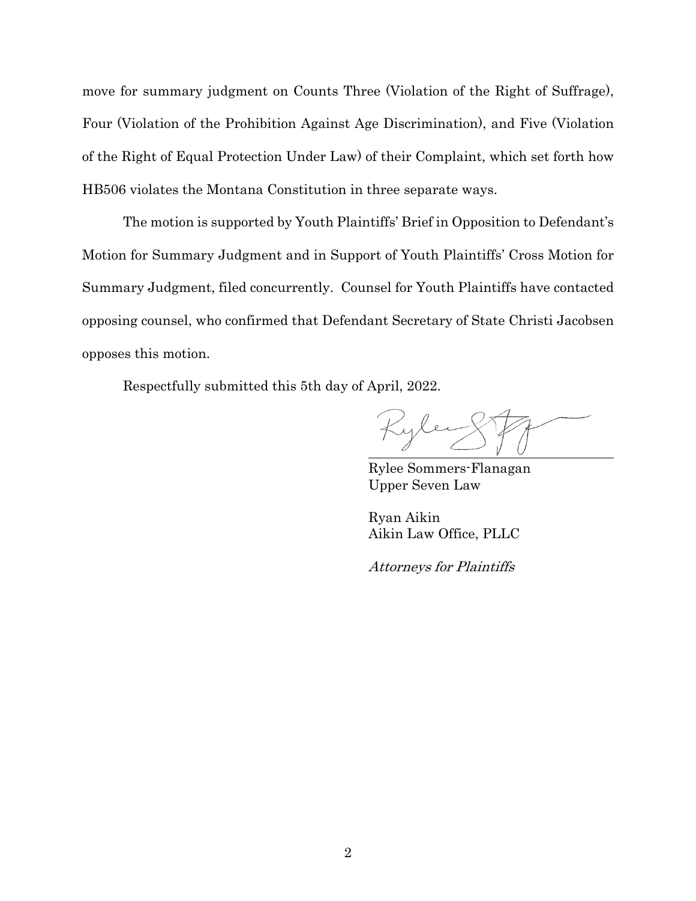move for summary judgment on Counts Three (Violation of the Right of Suffrage), Four (Violation of the Prohibition Against Age Discrimination), and Five (Violation of the Right of Equal Protection Under Law) of their Complaint, which set forth how HB506 violates the Montana Constitution in three separate ways.

The motion is supported by Youth Plaintiffs' Brief in Opposition to Defendant's Motion for Summary Judgment and in Support of Youth Plaintiffs' Cross Motion for Summary Judgment, filed concurrently. Counsel for Youth Plaintiffs have contacted opposing counsel, who confirmed that Defendant Secretary of State Christi Jacobsen opposes this motion.

Respectfully submitted this 5th day of April, 2022.

Rylee Sommers-Flanagan
Upper Seven Law

Ryan Aikin
Aikin Law Office, PLLC

*Attorneys for Plaintiffs*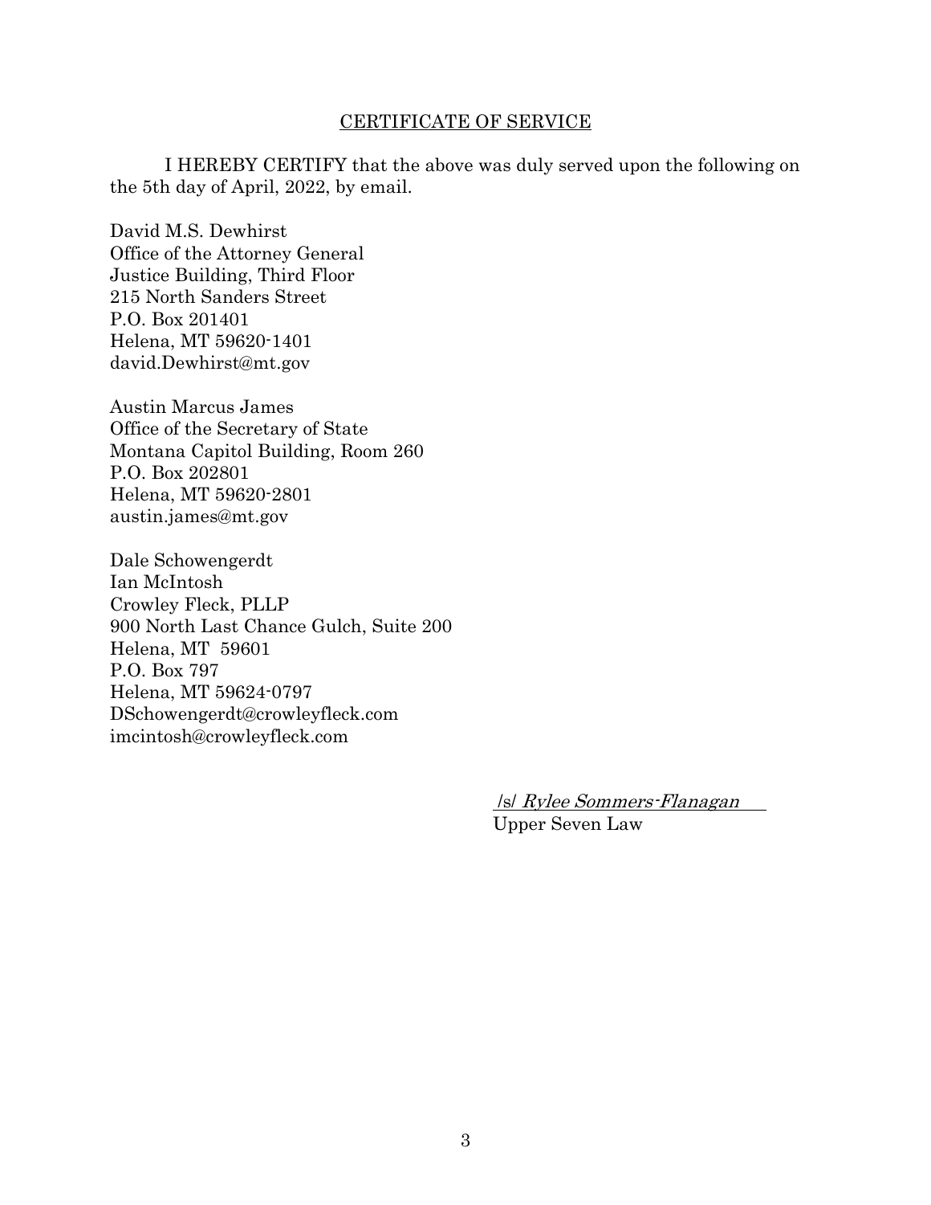<u>CERTIFICATE OF SERVICE</u>

I HEREBY CERTIFY that the above was duly served upon the following on the 5th day of April, 2022, by email.

David M.S. Dewhirst
Office of the Attorney General
Justice Building, Third Floor
215 North Sanders Street
P.O. Box 201401
Helena, MT 59620-1401
david.Dewhirst@mt.gov

Austin Marcus James
Office of the Secretary of State
Montana Capitol Building, Room 260
P.O. Box 202801
Helena, MT 59620-2801
austin.james@mt.gov

Dale Schowengerdt
Ian McIntosh
Crowley Fleck, PLLP
900 North Last Chance Gulch, Suite 200
Helena, MT 59601
P.O. Box 797
Helena, MT 59624-0797
DSchowengerdt@crowleyfleck.com
imcintosh@crowleyfleck.com

/s/ *Rylee Sommers-Flanagan*
Upper Seven Law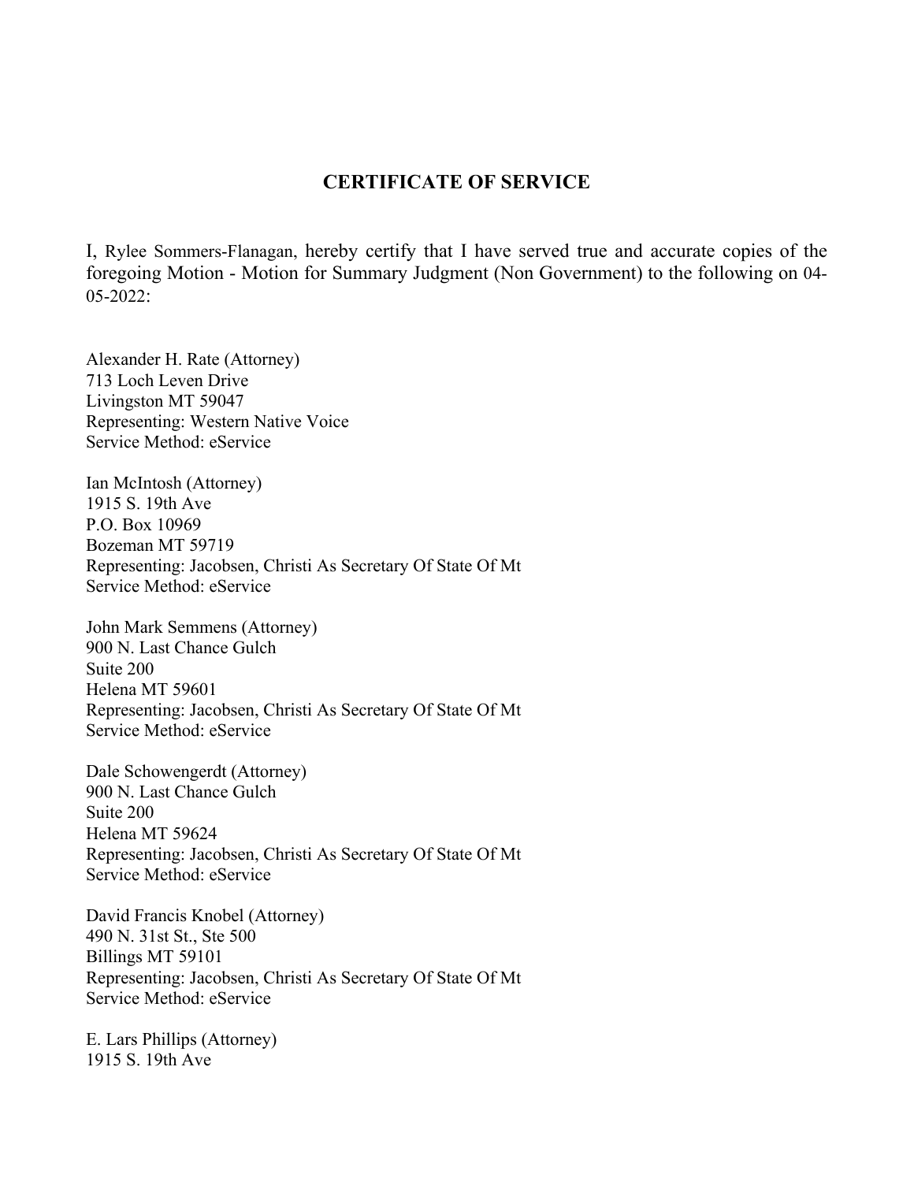## CERTIFICATE OF SERVICE

I, Rylee Sommers-Flanagan, hereby certify that I have served true and accurate copies of the foregoing Motion - Motion for Summary Judgment (Non Government) to the following on 04-05-2022:

Alexander H. Rate (Attorney)
713 Loch Leven Drive
Livingston MT 59047
Representing: Western Native Voice
Service Method: eService

Ian McIntosh (Attorney)
1915 S. 19th Ave
P.O. Box 10969
Bozeman MT 59719
Representing: Jacobsen, Christi As Secretary Of State Of Mt
Service Method: eService

John Mark Semmens (Attorney)
900 N. Last Chance Gulch
Suite 200
Helena MT 59601
Representing: Jacobsen, Christi As Secretary Of State Of Mt
Service Method: eService

Dale Schowengerdt (Attorney)
900 N. Last Chance Gulch
Suite 200
Helena MT 59624
Representing: Jacobsen, Christi As Secretary Of State Of Mt
Service Method: eService

David Francis Knobel (Attorney)
490 N. 31st St., Ste 500
Billings MT 59101
Representing: Jacobsen, Christi As Secretary Of State Of Mt
Service Method: eService

E. Lars Phillips (Attorney)
1915 S. 19th Ave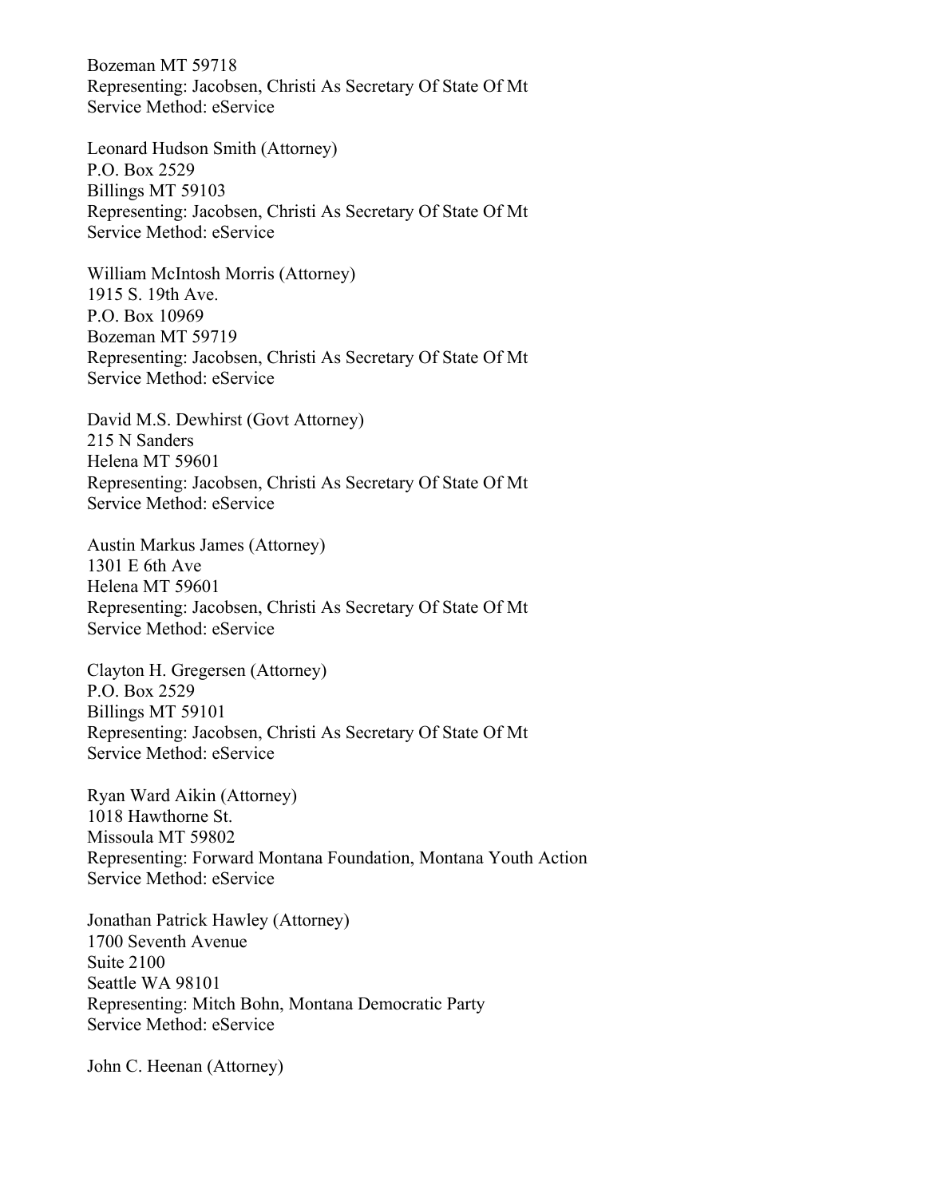Bozeman MT 59718
Representing: Jacobsen, Christi As Secretary Of State Of Mt
Service Method: eService

Leonard Hudson Smith (Attorney)
P.O. Box 2529
Billings MT 59103
Representing: Jacobsen, Christi As Secretary Of State Of Mt
Service Method: eService

William McIntosh Morris (Attorney)
1915 S. 19th Ave.
P.O. Box 10969
Bozeman MT 59719
Representing: Jacobsen, Christi As Secretary Of State Of Mt
Service Method: eService

David M.S. Dewhirst (Govt Attorney)
215 N Sanders
Helena MT 59601
Representing: Jacobsen, Christi As Secretary Of State Of Mt
Service Method: eService

Austin Markus James (Attorney)
1301 E 6th Ave
Helena MT 59601
Representing: Jacobsen, Christi As Secretary Of State Of Mt
Service Method: eService

Clayton H. Gregersen (Attorney)
P.O. Box 2529
Billings MT 59101
Representing: Jacobsen, Christi As Secretary Of State Of Mt
Service Method: eService

Ryan Ward Aikin (Attorney)
1018 Hawthorne St.
Missoula MT 59802
Representing: Forward Montana Foundation, Montana Youth Action
Service Method: eService

Jonathan Patrick Hawley (Attorney)
1700 Seventh Avenue
Suite 2100
Seattle WA 98101
Representing: Mitch Bohn, Montana Democratic Party
Service Method: eService

John C. Heenan (Attorney)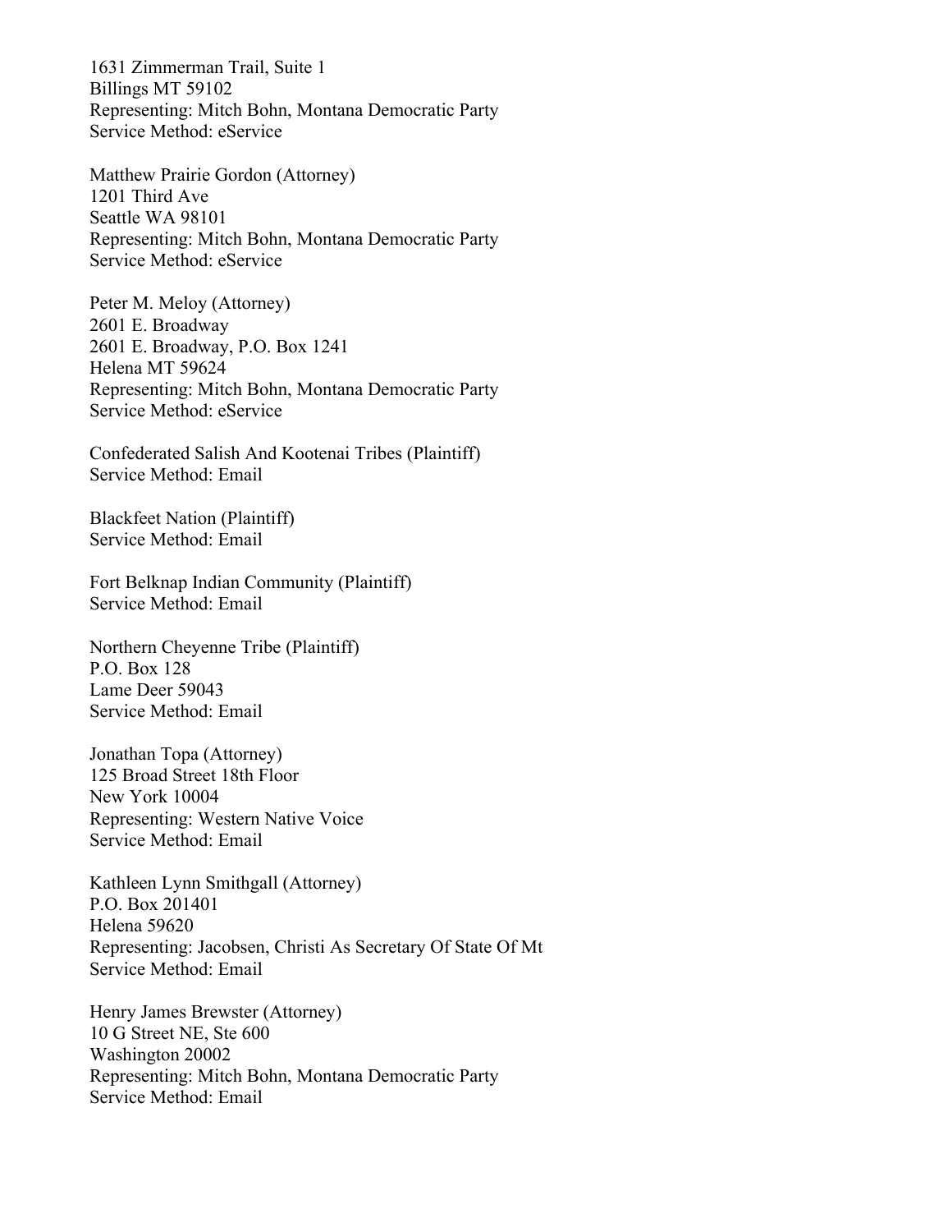1631 Zimmerman Trail, Suite 1
Billings MT 59102
Representing: Mitch Bohn, Montana Democratic Party
Service Method: eService

Matthew Prairie Gordon (Attorney)
1201 Third Ave
Seattle WA 98101
Representing: Mitch Bohn, Montana Democratic Party
Service Method: eService

Peter M. Meloy (Attorney)
2601 E. Broadway
2601 E. Broadway, P.O. Box 1241
Helena MT 59624
Representing: Mitch Bohn, Montana Democratic Party
Service Method: eService

Confederated Salish And Kootenai Tribes (Plaintiff)
Service Method: Email

Blackfeet Nation (Plaintiff)
Service Method: Email

Fort Belknap Indian Community (Plaintiff)
Service Method: Email

Northern Cheyenne Tribe (Plaintiff)
P.O. Box 128
Lame Deer 59043
Service Method: Email

Jonathan Topa (Attorney)
125 Broad Street 18th Floor
New York 10004
Representing: Western Native Voice
Service Method: Email

Kathleen Lynn Smithgall (Attorney)
P.O. Box 201401
Helena 59620
Representing: Jacobsen, Christi As Secretary Of State Of Mt
Service Method: Email

Henry James Brewster (Attorney)
10 G Street NE, Ste 600
Washington 20002
Representing: Mitch Bohn, Montana Democratic Party
Service Method: Email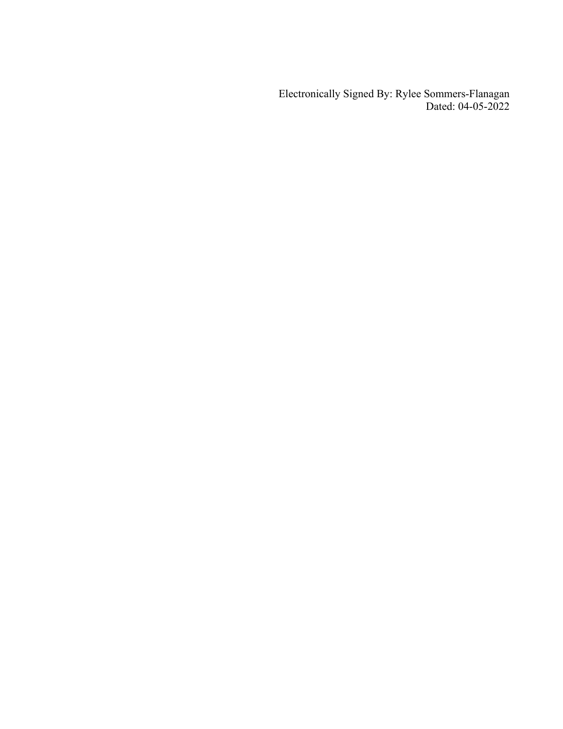Electronically Signed By: Rylee Sommers-Flanagan
Dated: 04-05-2022